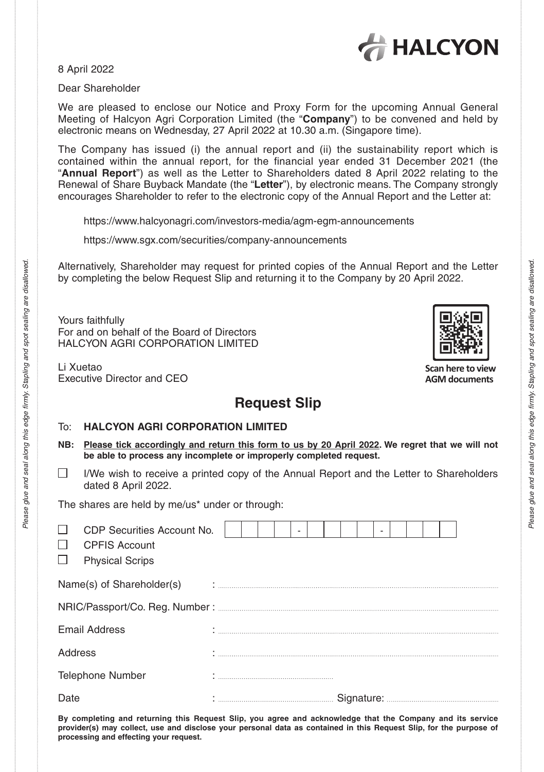HALCYON

8 April 2022

Dear Shareholder

We are pleased to enclose our Notice and Proxy Form for the upcoming Annual General Meeting of Halcyon Agri Corporation Limited (the "**Company**") to be convened and held by electronic means on Wednesday, 27 April 2022 at 10.30 a.m. (Singapore time).

The Company has issued (i) the annual report and (ii) the sustainability report which is contained within the annual report, for the financial year ended 31 December 2021 (the "**Annual Report**") as well as the Letter to Shareholders dated 8 April 2022 relating to the Renewal of Share Buyback Mandate (the "**Letter**"), by electronic means. The Company strongly encourages Shareholder to refer to the electronic copy of the Annual Report and the Letter at:

https://www.halcyonagri.com/investors-media/agm-egm-announcements

https://www.sgx.com/securities/company-announcements

Alternatively, Shareholder may request for printed copies of the Annual Report and the Letter by completing the below Request Slip and returning it to the Company by 20 April 2022.

Yours faithfully
For and on behalf of the Board of Directors
HALCYON AGRI CORPORATION LIMITED

Li Xuetao
Executive Director and CEO

**Scan here to view AGM documents**

## Request Slip

To: **HALCYON AGRI CORPORATION LIMITED**

**NB: Please tick accordingly and return this form to us by 20 April 2022. We regret that we will not be able to process any incomplete or improperly completed request.**

☐ I/We wish to receive a printed copy of the Annual Report and the Letter to Shareholders dated 8 April 2022.

The shares are held by me/us* under or through:

☐ CDP Securities Account No. ☐☐☐☐ - ☐☐☐☐☐ - ☐☐☐☐☐

☐ CPFIS Account

☐ Physical Scrips

Name(s) of Shareholder(s) : ....................

NRIC/Passport/Co. Reg. Number : ....................

Email Address : ....................

Address : ....................

Telephone Number : ....................

Date : .................... Signature: ....................

**By completing and returning this Request Slip, you agree and acknowledge that the Company and its service provider(s) may collect, use and disclose your personal data as contained in this Request Slip, for the purpose of processing and effecting your request.**

*Please glue and seal along this edge firmly. Stapling and spot sealing are disallowed.*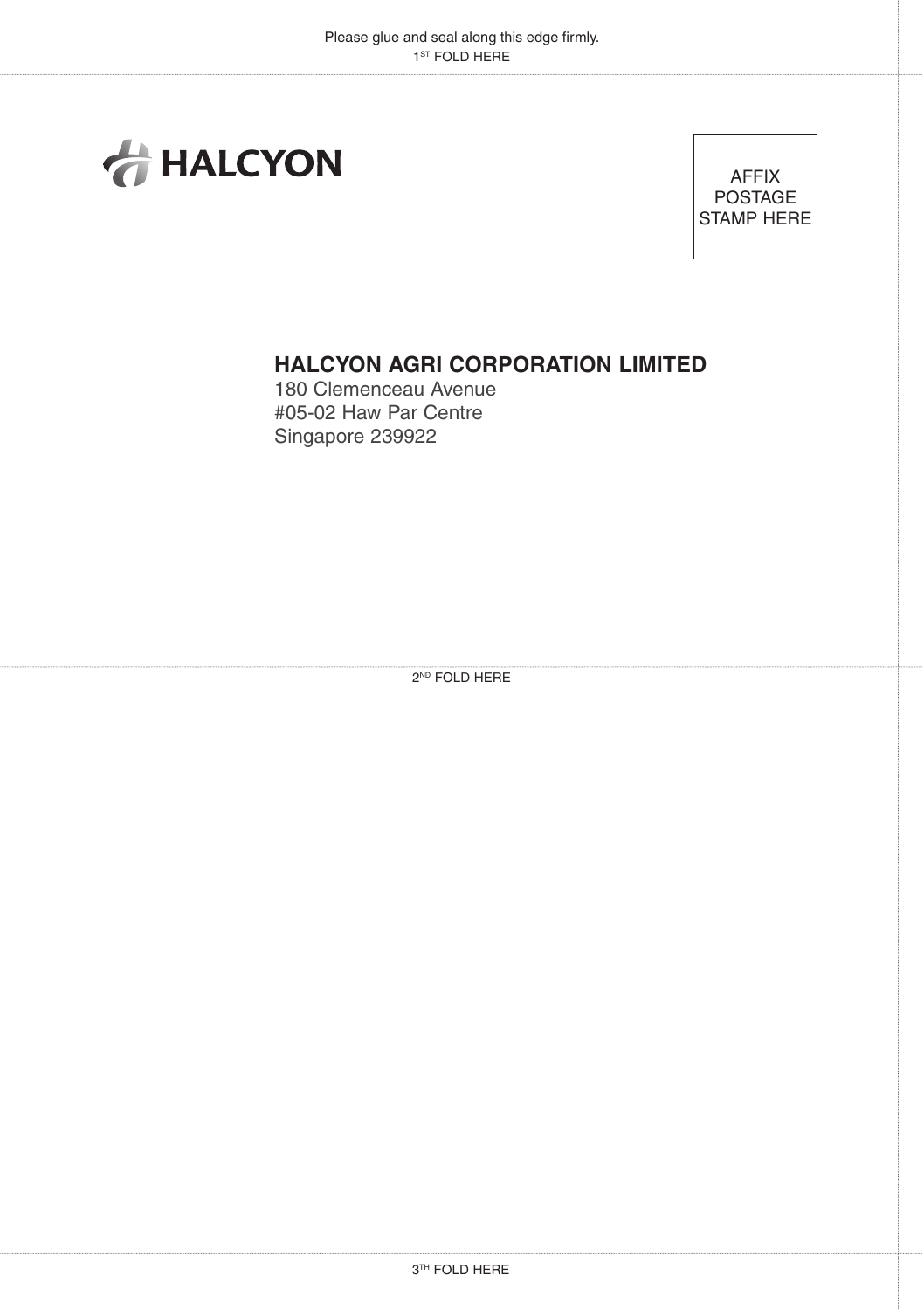Please glue and seal along this edge firmly.
1ST FOLD HERE

HALCYON

AFFIX
POSTAGE
STAMP HERE

**HALCYON AGRI CORPORATION LIMITED**
180 Clemenceau Avenue
#05-02 Haw Par Centre
Singapore 239922

2ND FOLD HERE

3TH FOLD HERE